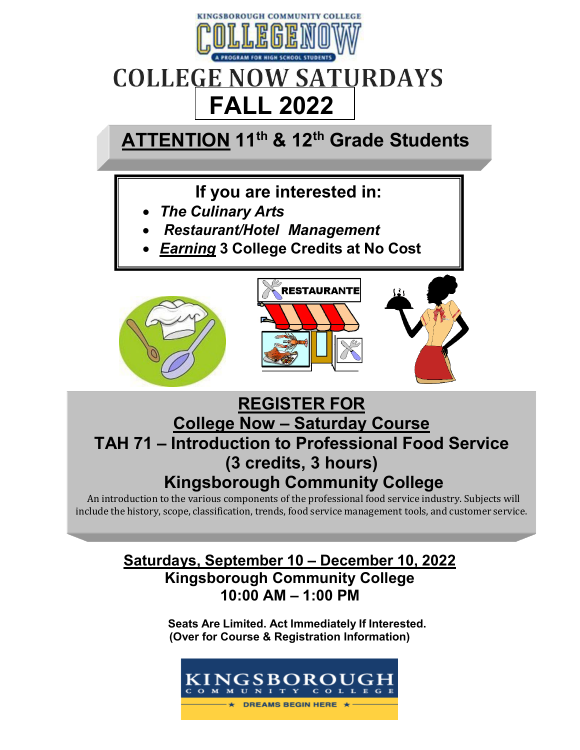KINGSBOROUGH COMMUNITY COLLEGE

COLLEGE NOW

A PROGRAM FOR HIGH SCHOOL STUDENTS

# COLLEGE NOW SATURDAYS

## FALL 2022

## ATTENTION 11th & 12th Grade Students

**If you are interested in:**

- ***The Culinary Arts***
- ***Restaurant/Hotel Management***
- ***Earning* 3 College Credits at No Cost**

## REGISTER FOR

## College Now – Saturday Course

## TAH 71 – Introduction to Professional Food Service (3 credits, 3 hours)

## Kingsborough Community College

An introduction to the various components of the professional food service industry. Subjects will include the history, scope, classification, trends, food service management tools, and customer service.

**Saturdays, September 10 – December 10, 2022**

**Kingsborough Community College**

**10:00 AM – 1:00 PM**

**Seats Are Limited. Act Immediately If Interested.**

**(Over for Course & Registration Information)**

KINGSBOROUGH COMMUNITY COLLEGE

★ DREAMS BEGIN HERE ★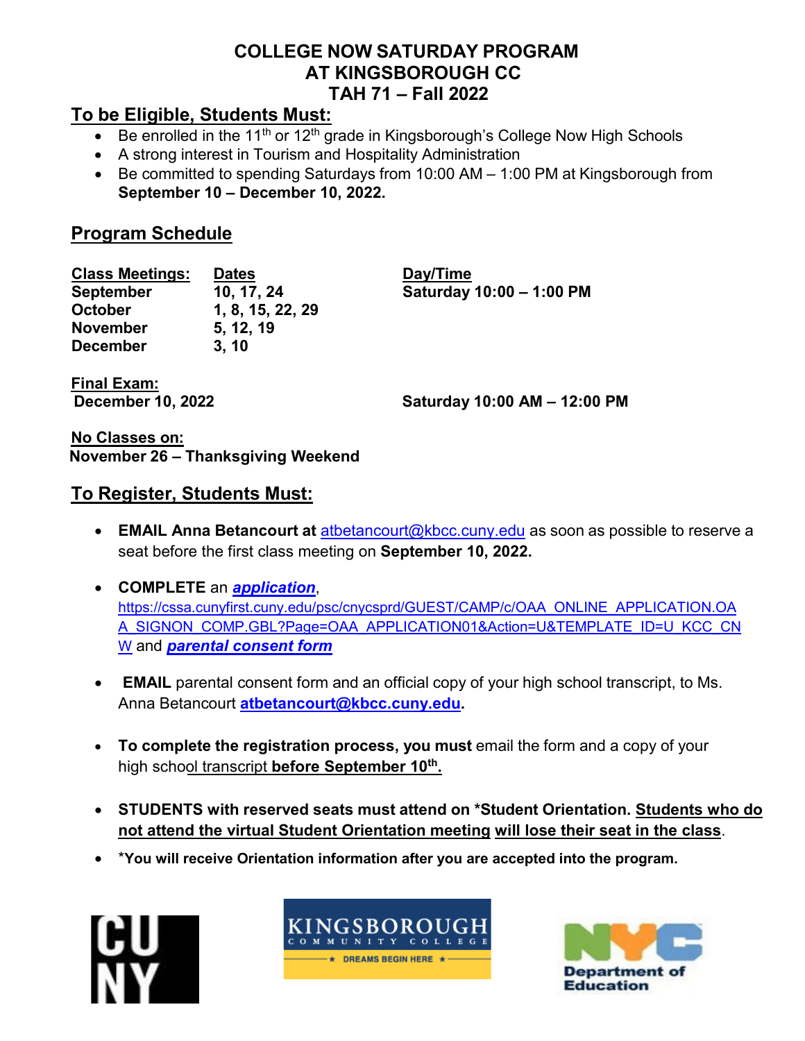# COLLEGE NOW SATURDAY PROGRAM
# AT KINGSBOROUGH CC
# TAH 71 – Fall 2022

## To be Eligible, Students Must:

- Be enrolled in the 11th or 12th grade in Kingsborough's College Now High Schools
- A strong interest in Tourism and Hospitality Administration
- Be committed to spending Saturdays from 10:00 AM – 1:00 PM at Kingsborough from **September 10 – December 10, 2022.**

## Program Schedule

| Class Meetings: | Dates | Day/Time |
|---|---|---|
| **September** | **10, 17, 24** | **Saturday 10:00 – 1:00 PM** |
| **October** | **1, 8, 15, 22, 29** | |
| **November** | **5, 12, 19** | |
| **December** | **3, 10** | |

**Final Exam:**

**December 10, 2022** — **Saturday 10:00 AM – 12:00 PM**

**No Classes on:**

**November 26 – Thanksgiving Weekend**

## To Register, Students Must:

- **EMAIL Anna Betancourt at** atbetancourt@kbcc.cuny.edu as soon as possible to reserve a seat before the first class meeting on **September 10, 2022.**

- **COMPLETE** an ***application***, https://cssa.cunyfirst.cuny.edu/psc/cnycsprd/GUEST/CAMP/c/OAA_ONLINE_APPLICATION.OAA_SIGNON_COMP.GBL?Page=OAA_APPLICATION01&Action=U&TEMPLATE_ID=U_KCC_CNW and ***parental consent form***

- **EMAIL** parental consent form and an official copy of your high school transcript, to Ms. Anna Betancourt **atbetancourt@kbcc.cuny.edu**.

- **To complete the registration process, you must** email the form and a copy of your high school transcript **before September 10th.**

- **STUDENTS with reserved seats must attend on *Student Orientation. Students who do not attend the virtual Student Orientation meeting will lose their seat in the class.**

- ***You will receive Orientation information after you are accepted into the program.**